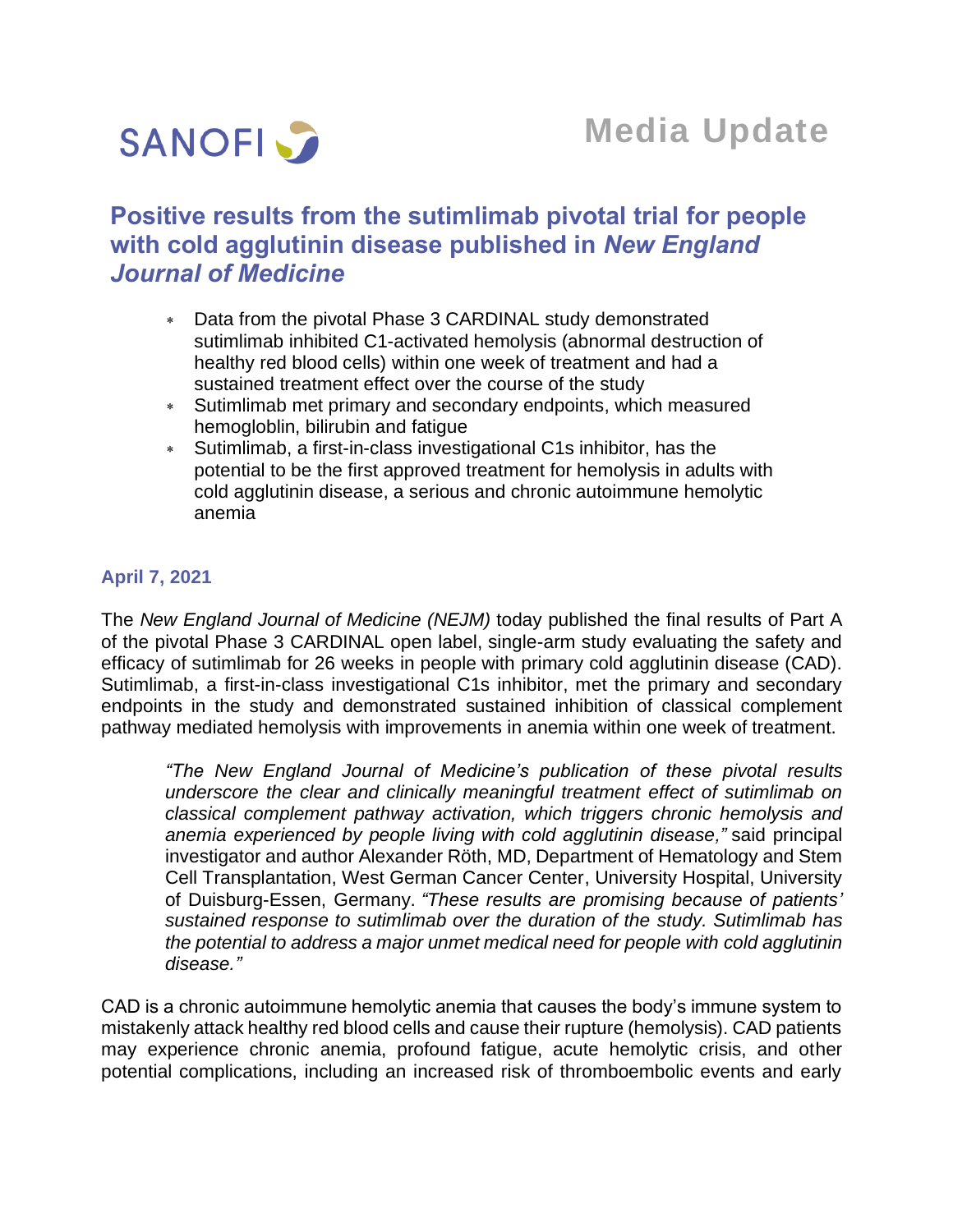SANOFI

**Media Update**

# Positive results from the sutimlimab pivotal trial for people with cold agglutinin disease published in *New England Journal of Medicine*

- Data from the pivotal Phase 3 CARDINAL study demonstrated sutimlimab inhibited C1-activated hemolysis (abnormal destruction of healthy red blood cells) within one week of treatment and had a sustained treatment effect over the course of the study
- Sutimlimab met primary and secondary endpoints, which measured hemoglobin, bilirubin and fatigue
- Sutimlimab, a first-in-class investigational C1s inhibitor, has the potential to be the first approved treatment for hemolysis in adults with cold agglutinin disease, a serious and chronic autoimmune hemolytic anemia

**April 7, 2021**

The *New England Journal of Medicine (NEJM)* today published the final results of Part A of the pivotal Phase 3 CARDINAL open label, single-arm study evaluating the safety and efficacy of sutimlimab for 26 weeks in people with primary cold agglutinin disease (CAD). Sutimlimab, a first-in-class investigational C1s inhibitor, met the primary and secondary endpoints in the study and demonstrated sustained inhibition of classical complement pathway mediated hemolysis with improvements in anemia within one week of treatment.

> *"The New England Journal of Medicine's publication of these pivotal results underscore the clear and clinically meaningful treatment effect of sutimlimab on classical complement pathway activation, which triggers chronic hemolysis and anemia experienced by people living with cold agglutinin disease,"* said principal investigator and author Alexander Röth, MD, Department of Hematology and Stem Cell Transplantation, West German Cancer Center, University Hospital, University of Duisburg-Essen, Germany. *"These results are promising because of patients' sustained response to sutimlimab over the duration of the study. Sutimlimab has the potential to address a major unmet medical need for people with cold agglutinin disease."*

CAD is a chronic autoimmune hemolytic anemia that causes the body's immune system to mistakenly attack healthy red blood cells and cause their rupture (hemolysis). CAD patients may experience chronic anemia, profound fatigue, acute hemolytic crisis, and other potential complications, including an increased risk of thromboembolic events and early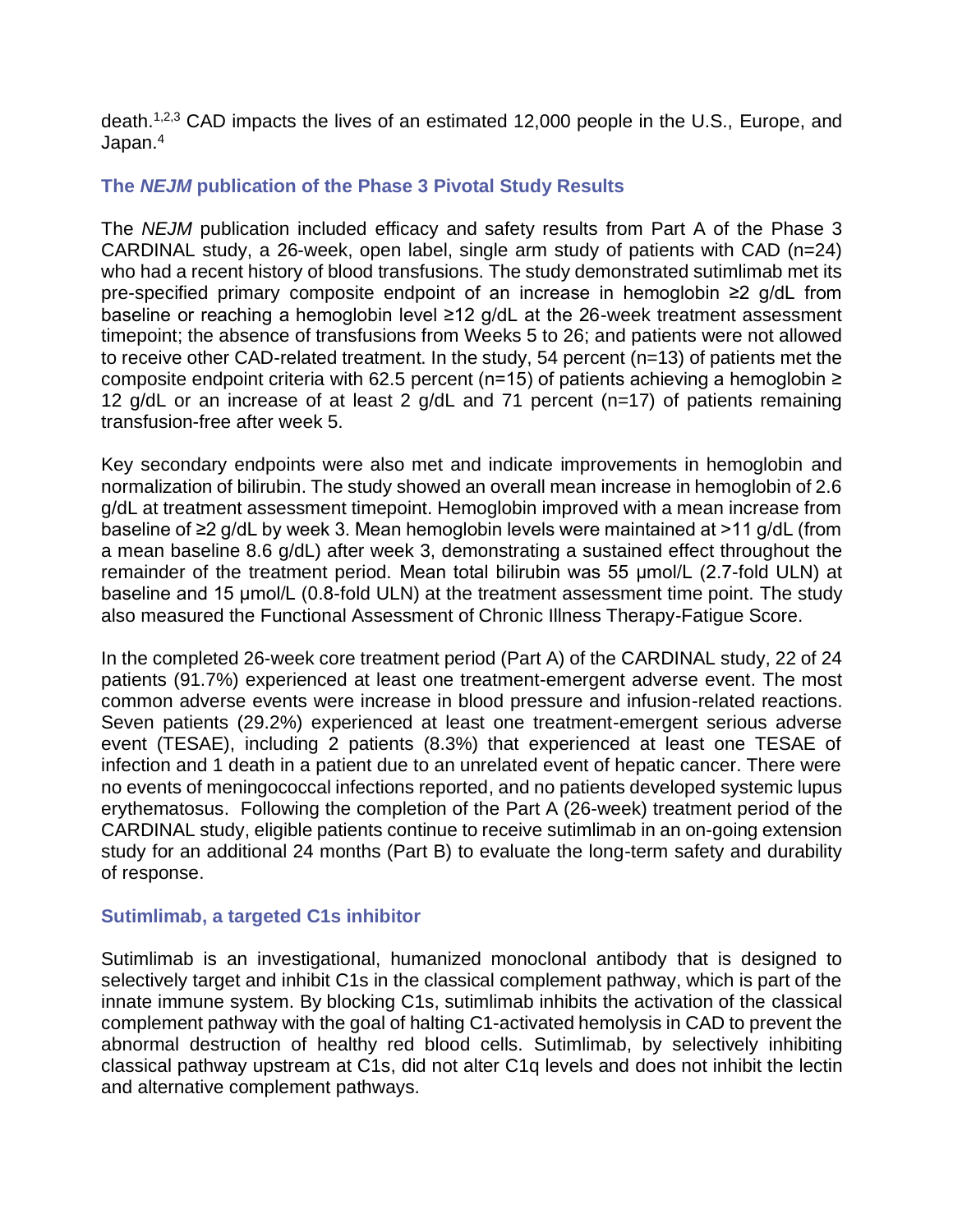death.[1,2,3] CAD impacts the lives of an estimated 12,000 people in the U.S., Europe, and Japan.[4]

## The *NEJM* publication of the Phase 3 Pivotal Study Results

The *NEJM* publication included efficacy and safety results from Part A of the Phase 3 CARDINAL study, a 26-week, open label, single arm study of patients with CAD (n=24) who had a recent history of blood transfusions. The study demonstrated sutimlimab met its pre-specified primary composite endpoint of an increase in hemoglobin ≥2 g/dL from baseline or reaching a hemoglobin level ≥12 g/dL at the 26-week treatment assessment timepoint; the absence of transfusions from Weeks 5 to 26; and patients were not allowed to receive other CAD-related treatment. In the study, 54 percent (n=13) of patients met the composite endpoint criteria with 62.5 percent (n=15) of patients achieving a hemoglobin ≥ 12 g/dL or an increase of at least 2 g/dL and 71 percent (n=17) of patients remaining transfusion-free after week 5.

Key secondary endpoints were also met and indicate improvements in hemoglobin and normalization of bilirubin. The study showed an overall mean increase in hemoglobin of 2.6 g/dL at treatment assessment timepoint. Hemoglobin improved with a mean increase from baseline of ≥2 g/dL by week 3. Mean hemoglobin levels were maintained at >11 g/dL (from a mean baseline 8.6 g/dL) after week 3, demonstrating a sustained effect throughout the remainder of the treatment period. Mean total bilirubin was 55 µmol/L (2.7-fold ULN) at baseline and 15 µmol/L (0.8-fold ULN) at the treatment assessment time point. The study also measured the Functional Assessment of Chronic Illness Therapy-Fatigue Score.

In the completed 26-week core treatment period (Part A) of the CARDINAL study, 22 of 24 patients (91.7%) experienced at least one treatment-emergent adverse event. The most common adverse events were increase in blood pressure and infusion-related reactions. Seven patients (29.2%) experienced at least one treatment-emergent serious adverse event (TESAE), including 2 patients (8.3%) that experienced at least one TESAE of infection and 1 death in a patient due to an unrelated event of hepatic cancer. There were no events of meningococcal infections reported, and no patients developed systemic lupus erythematosus. Following the completion of the Part A (26-week) treatment period of the CARDINAL study, eligible patients continue to receive sutimlimab in an on-going extension study for an additional 24 months (Part B) to evaluate the long-term safety and durability of response.

## Sutimlimab, a targeted C1s inhibitor

Sutimlimab is an investigational, humanized monoclonal antibody that is designed to selectively target and inhibit C1s in the classical complement pathway, which is part of the innate immune system. By blocking C1s, sutimlimab inhibits the activation of the classical complement pathway with the goal of halting C1-activated hemolysis in CAD to prevent the abnormal destruction of healthy red blood cells. Sutimlimab, by selectively inhibiting classical pathway upstream at C1s, did not alter C1q levels and does not inhibit the lectin and alternative complement pathways.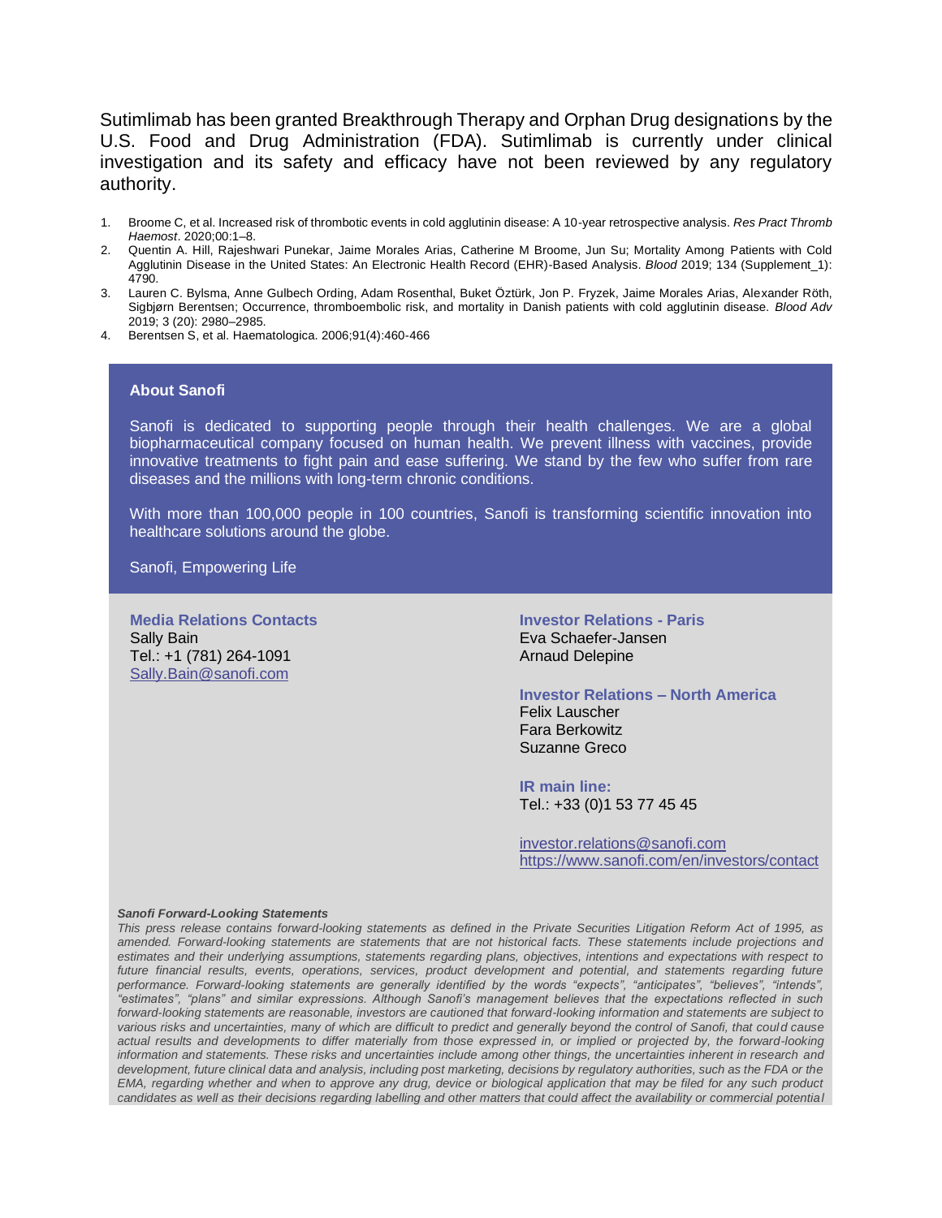Sutimlimab has been granted Breakthrough Therapy and Orphan Drug designations by the U.S. Food and Drug Administration (FDA). Sutimlimab is currently under clinical investigation and its safety and efficacy have not been reviewed by any regulatory authority.

1. Broome C, et al. Increased risk of thrombotic events in cold agglutinin disease: A 10-year retrospective analysis. *Res Pract Thromb Haemost*. 2020;00:1–8.
2. Quentin A. Hill, Rajeshwari Punekar, Jaime Morales Arias, Catherine M Broome, Jun Su; Mortality Among Patients with Cold Agglutinin Disease in the United States: An Electronic Health Record (EHR)-Based Analysis. *Blood* 2019; 134 (Supplement_1): 4790.
3. Lauren C. Bylsma, Anne Gulbech Ording, Adam Rosenthal, Buket Öztürk, Jon P. Fryzek, Jaime Morales Arias, Alexander Röth, Sigbjørn Berentsen; Occurrence, thromboembolic risk, and mortality in Danish patients with cold agglutinin disease. *Blood Adv* 2019; 3 (20): 2980–2985.
4. Berentsen S, et al. Haematologica. 2006;91(4):460-466

**About Sanofi**

Sanofi is dedicated to supporting people through their health challenges. We are a global biopharmaceutical company focused on human health. We prevent illness with vaccines, provide innovative treatments to fight pain and ease suffering. We stand by the few who suffer from rare diseases and the millions with long-term chronic conditions.

With more than 100,000 people in 100 countries, Sanofi is transforming scientific innovation into healthcare solutions around the globe.

Sanofi, Empowering Life

**Media Relations Contacts**
Sally Bain
Tel.: +1 (781) 264-1091
Sally.Bain@sanofi.com

**Investor Relations - Paris**
Eva Schaefer-Jansen
Arnaud Delepine

**Investor Relations – North America**
Felix Lauscher
Fara Berkowitz
Suzanne Greco

**IR main line:**
Tel.: +33 (0)1 53 77 45 45

investor.relations@sanofi.com
https://www.sanofi.com/en/investors/contact

***Sanofi Forward-Looking Statements***

*This press release contains forward-looking statements as defined in the Private Securities Litigation Reform Act of 1995, as amended. Forward-looking statements are statements that are not historical facts. These statements include projections and estimates and their underlying assumptions, statements regarding plans, objectives, intentions and expectations with respect to future financial results, events, operations, services, product development and potential, and statements regarding future performance. Forward-looking statements are generally identified by the words "expects", "anticipates", "believes", "intends", "estimates", "plans" and similar expressions. Although Sanofi's management believes that the expectations reflected in such forward-looking statements are reasonable, investors are cautioned that forward-looking information and statements are subject to various risks and uncertainties, many of which are difficult to predict and generally beyond the control of Sanofi, that could cause actual results and developments to differ materially from those expressed in, or implied or projected by, the forward-looking information and statements. These risks and uncertainties include among other things, the uncertainties inherent in research and development, future clinical data and analysis, including post marketing, decisions by regulatory authorities, such as the FDA or the EMA, regarding whether and when to approve any drug, device or biological application that may be filed for any such product candidates as well as their decisions regarding labelling and other matters that could affect the availability or commercial potential*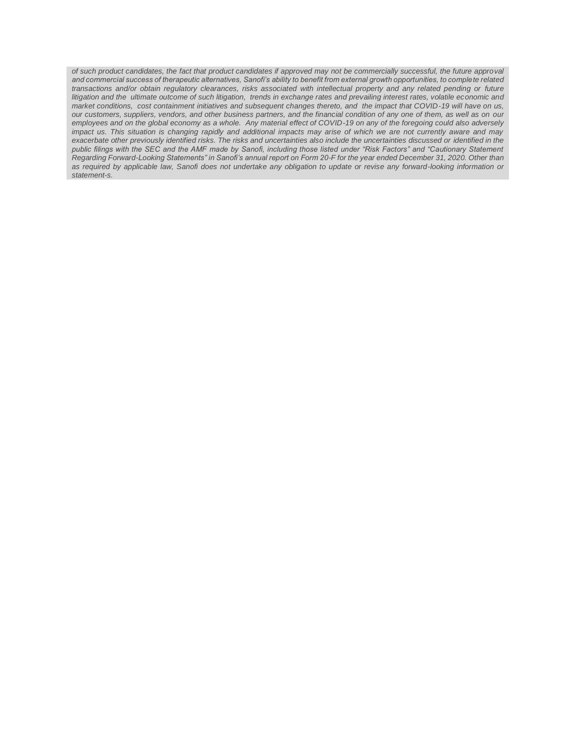*of such product candidates, the fact that product candidates if approved may not be commercially successful, the future approval and commercial success of therapeutic alternatives, Sanofi's ability to benefit from external growth opportunities, to complete related transactions and/or obtain regulatory clearances, risks associated with intellectual property and any related pending or future litigation and the ultimate outcome of such litigation, trends in exchange rates and prevailing interest rates, volatile economic and market conditions, cost containment initiatives and subsequent changes thereto, and the impact that COVID-19 will have on us, our customers, suppliers, vendors, and other business partners, and the financial condition of any one of them, as well as on our employees and on the global economy as a whole. Any material effect of COVID-19 on any of the foregoing could also adversely impact us. This situation is changing rapidly and additional impacts may arise of which we are not currently aware and may exacerbate other previously identified risks. The risks and uncertainties also include the uncertainties discussed or identified in the public filings with the SEC and the AMF made by Sanofi, including those listed under "Risk Factors" and "Cautionary Statement Regarding Forward-Looking Statements" in Sanofi's annual report on Form 20-F for the year ended December 31, 2020. Other than as required by applicable law, Sanofi does not undertake any obligation to update or revise any forward-looking information or statement-s.*